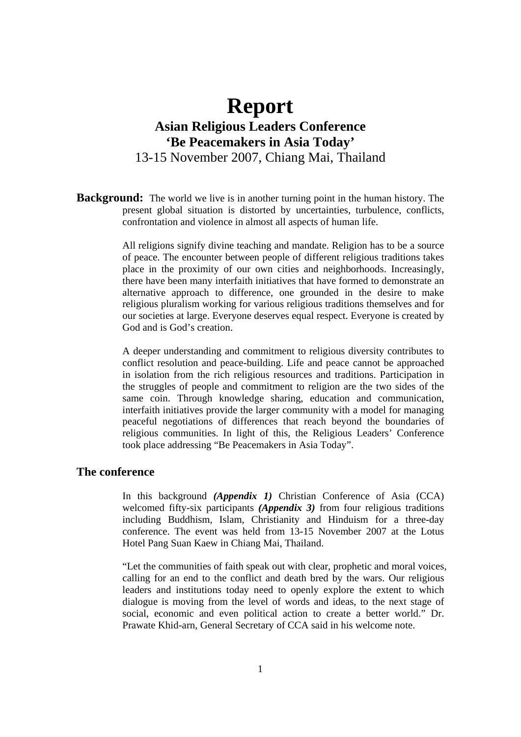# Report

## Asian Religious Leaders Conference
## 'Be Peacemakers in Asia Today'

13-15 November 2007, Chiang Mai, Thailand

**Background:** The world we live is in another turning point in the human history. The present global situation is distorted by uncertainties, turbulence, conflicts, confrontation and violence in almost all aspects of human life.

All religions signify divine teaching and mandate. Religion has to be a source of peace. The encounter between people of different religious traditions takes place in the proximity of our own cities and neighborhoods. Increasingly, there have been many interfaith initiatives that have formed to demonstrate an alternative approach to difference, one grounded in the desire to make religious pluralism working for various religious traditions themselves and for our societies at large. Everyone deserves equal respect. Everyone is created by God and is God's creation.

A deeper understanding and commitment to religious diversity contributes to conflict resolution and peace-building. Life and peace cannot be approached in isolation from the rich religious resources and traditions. Participation in the struggles of people and commitment to religion are the two sides of the same coin. Through knowledge sharing, education and communication, interfaith initiatives provide the larger community with a model for managing peaceful negotiations of differences that reach beyond the boundaries of religious communities. In light of this, the Religious Leaders' Conference took place addressing "Be Peacemakers in Asia Today".

### The conference

In this background ***(Appendix 1)*** Christian Conference of Asia (CCA) welcomed fifty-six participants ***(Appendix 3)*** from four religious traditions including Buddhism, Islam, Christianity and Hinduism for a three-day conference. The event was held from 13-15 November 2007 at the Lotus Hotel Pang Suan Kaew in Chiang Mai, Thailand.

"Let the communities of faith speak out with clear, prophetic and moral voices, calling for an end to the conflict and death bred by the wars. Our religious leaders and institutions today need to openly explore the extent to which dialogue is moving from the level of words and ideas, to the next stage of social, economic and even political action to create a better world." Dr. Prawate Khid-arn, General Secretary of CCA said in his welcome note.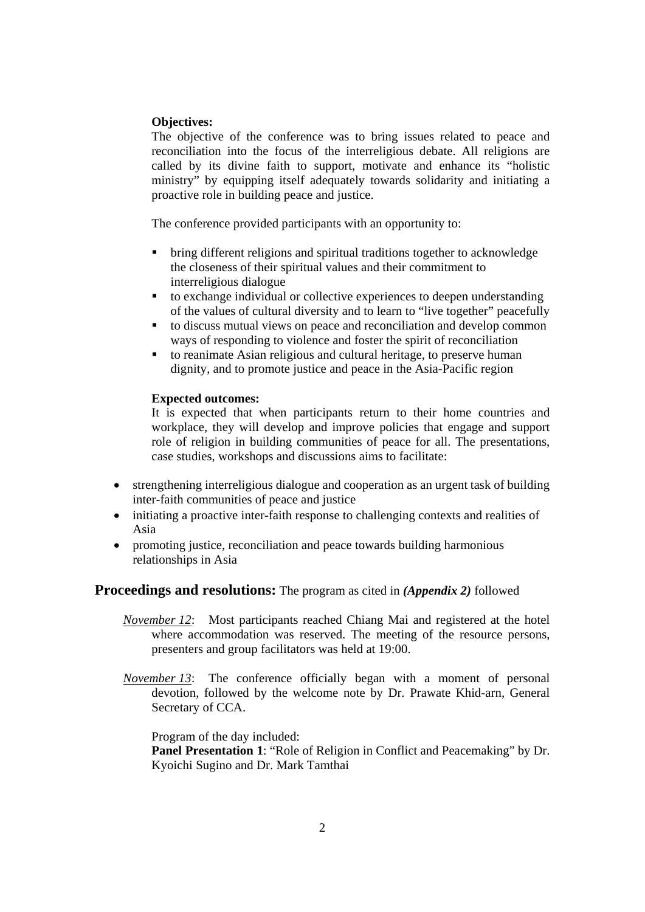**Objectives:**

The objective of the conference was to bring issues related to peace and reconciliation into the focus of the interreligious debate. All religions are called by its divine faith to support, motivate and enhance its "holistic ministry" by equipping itself adequately towards solidarity and initiating a proactive role in building peace and justice.

The conference provided participants with an opportunity to:

- bring different religions and spiritual traditions together to acknowledge the closeness of their spiritual values and their commitment to interreligious dialogue
- to exchange individual or collective experiences to deepen understanding of the values of cultural diversity and to learn to "live together" peacefully
- to discuss mutual views on peace and reconciliation and develop common ways of responding to violence and foster the spirit of reconciliation
- to reanimate Asian religious and cultural heritage, to preserve human dignity, and to promote justice and peace in the Asia-Pacific region

**Expected outcomes:**

It is expected that when participants return to their home countries and workplace, they will develop and improve policies that engage and support role of religion in building communities of peace for all. The presentations, case studies, workshops and discussions aims to facilitate:

- strengthening interreligious dialogue and cooperation as an urgent task of building inter-faith communities of peace and justice
- initiating a proactive inter-faith response to challenging contexts and realities of Asia
- promoting justice, reconciliation and peace towards building harmonious relationships in Asia

## Proceedings and resolutions: The program as cited in ***(Appendix 2)*** followed

*November 12*: Most participants reached Chiang Mai and registered at the hotel where accommodation was reserved. The meeting of the resource persons, presenters and group facilitators was held at 19:00.

*November 13*: The conference officially began with a moment of personal devotion, followed by the welcome note by Dr. Prawate Khid-arn, General Secretary of CCA.

Program of the day included:
**Panel Presentation 1**: "Role of Religion in Conflict and Peacemaking" by Dr. Kyoichi Sugino and Dr. Mark Tamthai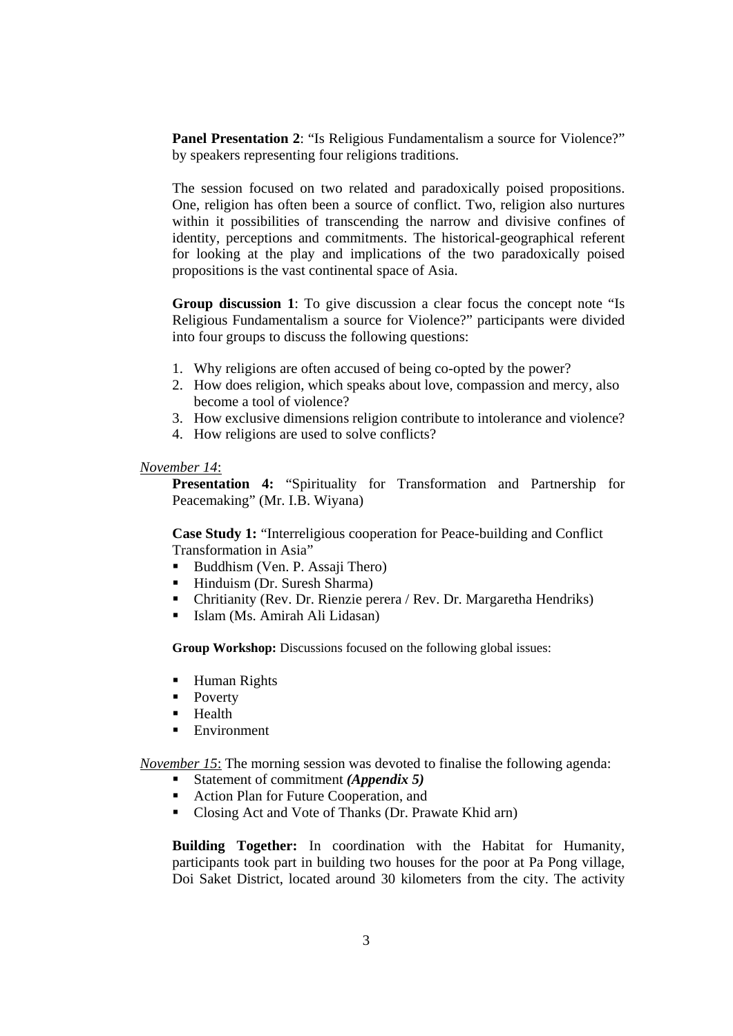**Panel Presentation 2**: "Is Religious Fundamentalism a source for Violence?" by speakers representing four religions traditions.

The session focused on two related and paradoxically poised propositions. One, religion has often been a source of conflict. Two, religion also nurtures within it possibilities of transcending the narrow and divisive confines of identity, perceptions and commitments. The historical-geographical referent for looking at the play and implications of the two paradoxically poised propositions is the vast continental space of Asia.

**Group discussion 1**: To give discussion a clear focus the concept note "Is Religious Fundamentalism a source for Violence?" participants were divided into four groups to discuss the following questions:

1. Why religions are often accused of being co-opted by the power?
2. How does religion, which speaks about love, compassion and mercy, also become a tool of violence?
3. How exclusive dimensions religion contribute to intolerance and violence?
4. How religions are used to solve conflicts?

*November 14*:

**Presentation 4:** "Spirituality for Transformation and Partnership for Peacemaking" (Mr. I.B. Wiyana)

**Case Study 1:** "Interreligious cooperation for Peace-building and Conflict Transformation in Asia"

- Buddhism (Ven. P. Assaji Thero)
- Hinduism (Dr. Suresh Sharma)
- Chritianity (Rev. Dr. Rienzie perera / Rev. Dr. Margaretha Hendriks)
- Islam (Ms. Amirah Ali Lidasan)

**Group Workshop:** Discussions focused on the following global issues:

- Human Rights
- Poverty
- Health
- Environment

*November 15*: The morning session was devoted to finalise the following agenda:

- Statement of commitment ***(Appendix 5)***
- Action Plan for Future Cooperation, and
- Closing Act and Vote of Thanks (Dr. Prawate Khid arn)

**Building Together:** In coordination with the Habitat for Humanity, participants took part in building two houses for the poor at Pa Pong village, Doi Saket District, located around 30 kilometers from the city. The activity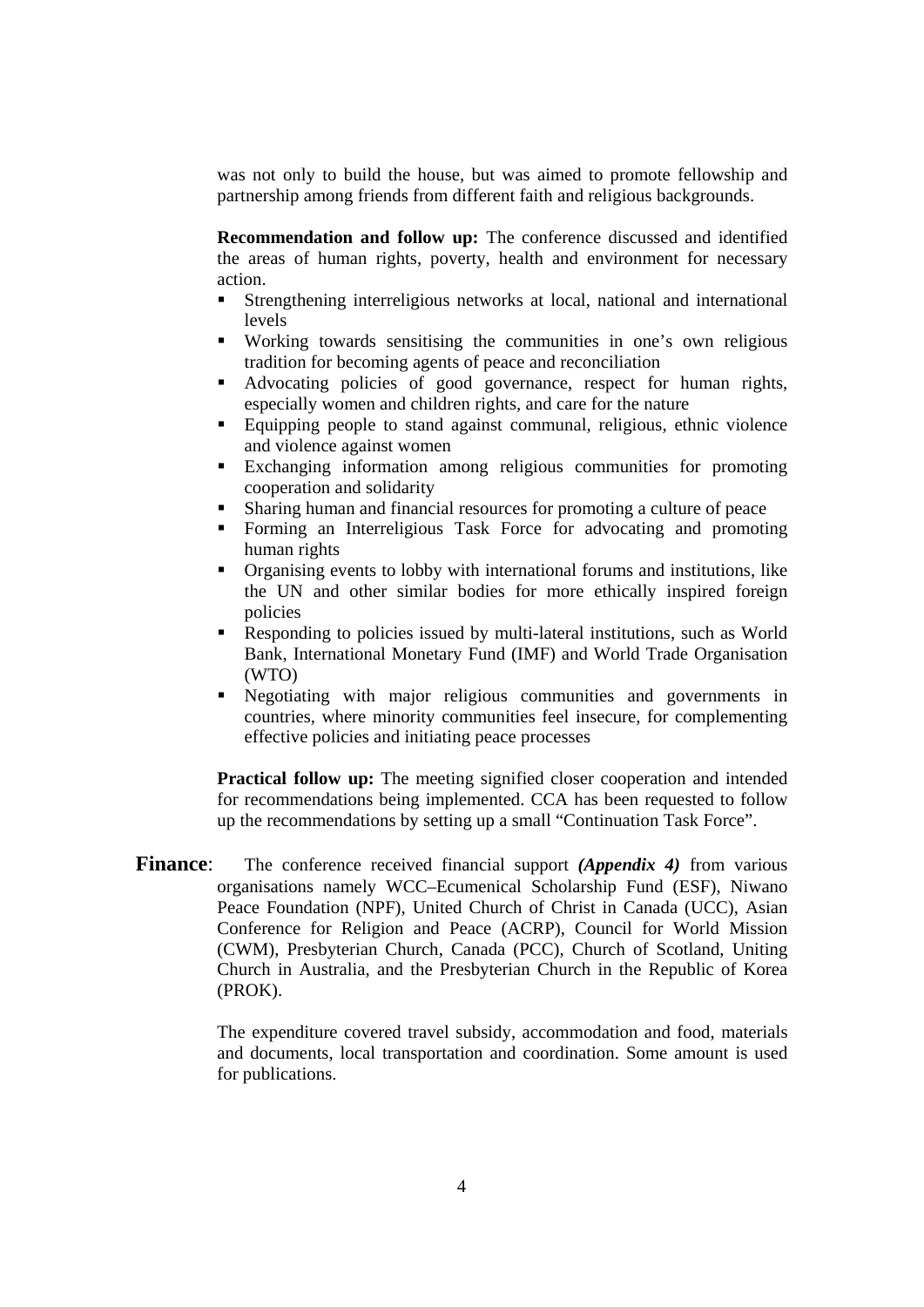was not only to build the house, but was aimed to promote fellowship and partnership among friends from different faith and religious backgrounds.

**Recommendation and follow up:** The conference discussed and identified the areas of human rights, poverty, health and environment for necessary action.

- Strengthening interreligious networks at local, national and international levels
- Working towards sensitising the communities in one's own religious tradition for becoming agents of peace and reconciliation
- Advocating policies of good governance, respect for human rights, especially women and children rights, and care for the nature
- Equipping people to stand against communal, religious, ethnic violence and violence against women
- Exchanging information among religious communities for promoting cooperation and solidarity
- Sharing human and financial resources for promoting a culture of peace
- Forming an Interreligious Task Force for advocating and promoting human rights
- Organising events to lobby with international forums and institutions, like the UN and other similar bodies for more ethically inspired foreign policies
- Responding to policies issued by multi-lateral institutions, such as World Bank, International Monetary Fund (IMF) and World Trade Organisation (WTO)
- Negotiating with major religious communities and governments in countries, where minority communities feel insecure, for complementing effective policies and initiating peace processes

**Practical follow up:** The meeting signified closer cooperation and intended for recommendations being implemented. CCA has been requested to follow up the recommendations by setting up a small "Continuation Task Force".

**Finance**: The conference received financial support ***(Appendix 4)*** from various organisations namely WCC–Ecumenical Scholarship Fund (ESF), Niwano Peace Foundation (NPF), United Church of Christ in Canada (UCC), Asian Conference for Religion and Peace (ACRP), Council for World Mission (CWM), Presbyterian Church, Canada (PCC), Church of Scotland, Uniting Church in Australia, and the Presbyterian Church in the Republic of Korea (PROK).

The expenditure covered travel subsidy, accommodation and food, materials and documents, local transportation and coordination. Some amount is used for publications.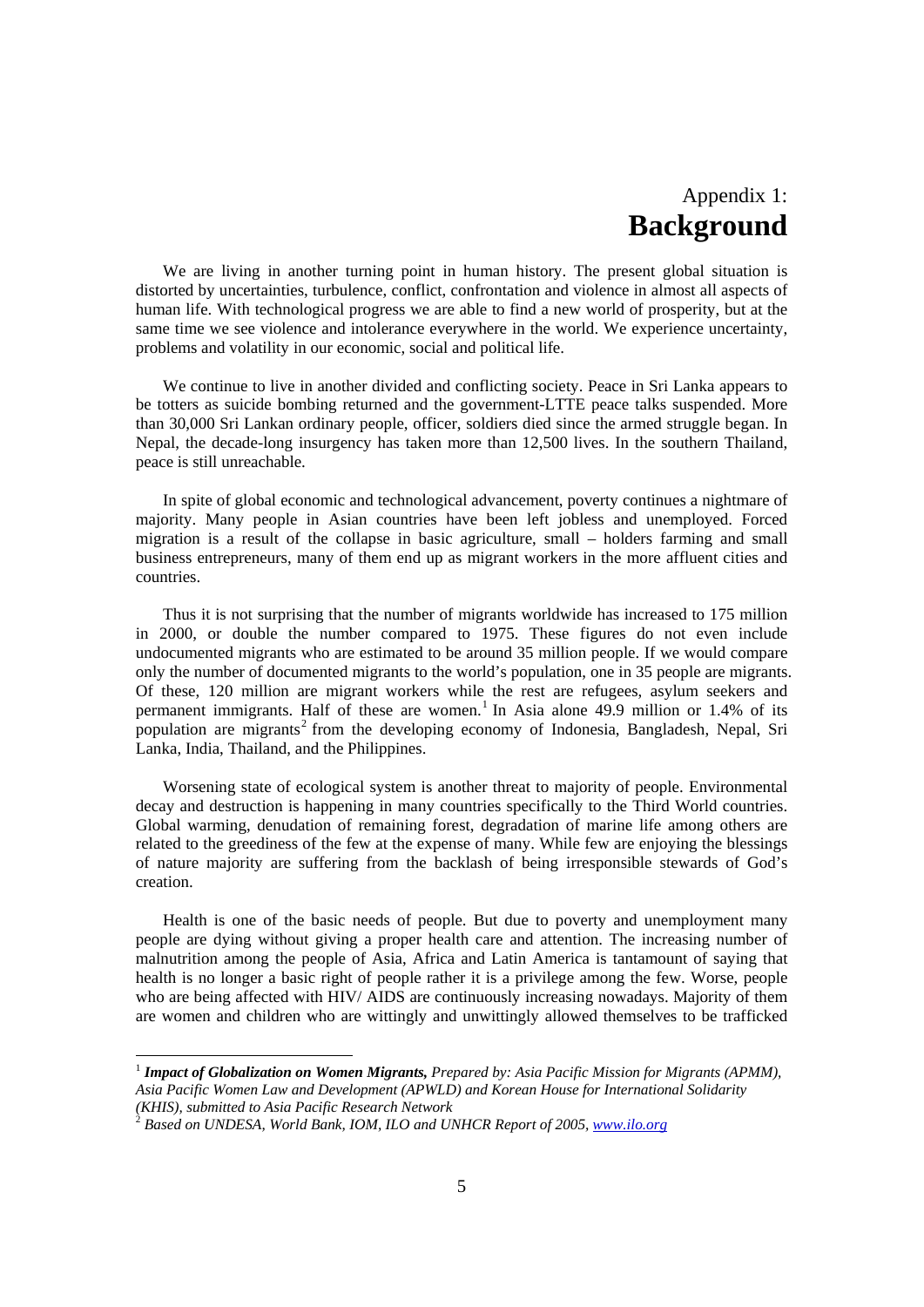# Appendix 1: **Background**

We are living in another turning point in human history. The present global situation is distorted by uncertainties, turbulence, conflict, confrontation and violence in almost all aspects of human life. With technological progress we are able to find a new world of prosperity, but at the same time we see violence and intolerance everywhere in the world. We experience uncertainty, problems and volatility in our economic, social and political life.

We continue to live in another divided and conflicting society. Peace in Sri Lanka appears to be totters as suicide bombing returned and the government-LTTE peace talks suspended. More than 30,000 Sri Lankan ordinary people, officer, soldiers died since the armed struggle began. In Nepal, the decade-long insurgency has taken more than 12,500 lives. In the southern Thailand, peace is still unreachable.

In spite of global economic and technological advancement, poverty continues a nightmare of majority. Many people in Asian countries have been left jobless and unemployed. Forced migration is a result of the collapse in basic agriculture, small – holders farming and small business entrepreneurs, many of them end up as migrant workers in the more affluent cities and countries.

Thus it is not surprising that the number of migrants worldwide has increased to 175 million in 2000, or double the number compared to 1975. These figures do not even include undocumented migrants who are estimated to be around 35 million people. If we would compare only the number of documented migrants to the world's population, one in 35 people are migrants. Of these, 120 million are migrant workers while the rest are refugees, asylum seekers and permanent immigrants. Half of these are women.[1] In Asia alone 49.9 million or 1.4% of its population are migrants[2] from the developing economy of Indonesia, Bangladesh, Nepal, Sri Lanka, India, Thailand, and the Philippines.

Worsening state of ecological system is another threat to majority of people. Environmental decay and destruction is happening in many countries specifically to the Third World countries. Global warming, denudation of remaining forest, degradation of marine life among others are related to the greediness of the few at the expense of many. While few are enjoying the blessings of nature majority are suffering from the backlash of being irresponsible stewards of God's creation.

Health is one of the basic needs of people. But due to poverty and unemployment many people are dying without giving a proper health care and attention. The increasing number of malnutrition among the people of Asia, Africa and Latin America is tantamount of saying that health is no longer a basic right of people rather it is a privilege among the few. Worse, people who are being affected with HIV/ AIDS are continuously increasing nowadays. Majority of them are women and children who are wittingly and unwittingly allowed themselves to be trafficked

---

[1] ***Impact of Globalization on Women Migrants,*** *Prepared by: Asia Pacific Mission for Migrants (APMM), Asia Pacific Women Law and Development (APWLD) and Korean House for International Solidarity (KHIS), submitted to Asia Pacific Research Network*

[2] *Based on UNDESA, World Bank, IOM, ILO and UNHCR Report of 2005, www.ilo.org*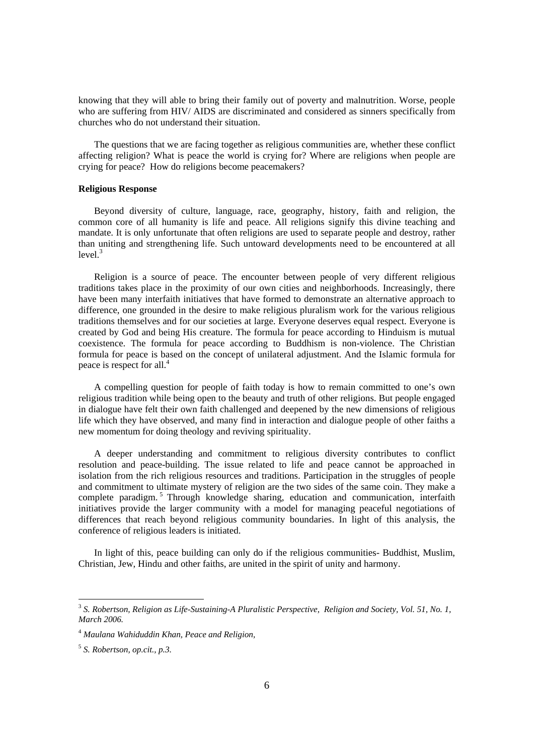knowing that they will able to bring their family out of poverty and malnutrition. Worse, people who are suffering from HIV/ AIDS are discriminated and considered as sinners specifically from churches who do not understand their situation.

The questions that we are facing together as religious communities are, whether these conflict affecting religion? What is peace the world is crying for? Where are religions when people are crying for peace? How do religions become peacemakers?

**Religious Response**

Beyond diversity of culture, language, race, geography, history, faith and religion, the common core of all humanity is life and peace. All religions signify this divine teaching and mandate. It is only unfortunate that often religions are used to separate people and destroy, rather than uniting and strengthening life. Such untoward developments need to be encountered at all level.[3]

Religion is a source of peace. The encounter between people of very different religious traditions takes place in the proximity of our own cities and neighborhoods. Increasingly, there have been many interfaith initiatives that have formed to demonstrate an alternative approach to difference, one grounded in the desire to make religious pluralism work for the various religious traditions themselves and for our societies at large. Everyone deserves equal respect. Everyone is created by God and being His creature. The formula for peace according to Hinduism is mutual coexistence. The formula for peace according to Buddhism is non-violence. The Christian formula for peace is based on the concept of unilateral adjustment. And the Islamic formula for peace is respect for all.[4]

A compelling question for people of faith today is how to remain committed to one's own religious tradition while being open to the beauty and truth of other religions. But people engaged in dialogue have felt their own faith challenged and deepened by the new dimensions of religious life which they have observed, and many find in interaction and dialogue people of other faiths a new momentum for doing theology and reviving spirituality.

A deeper understanding and commitment to religious diversity contributes to conflict resolution and peace-building. The issue related to life and peace cannot be approached in isolation from the rich religious resources and traditions. Participation in the struggles of people and commitment to ultimate mystery of religion are the two sides of the same coin. They make a complete paradigm.[5] Through knowledge sharing, education and communication, interfaith initiatives provide the larger community with a model for managing peaceful negotiations of differences that reach beyond religious community boundaries. In light of this analysis, the conference of religious leaders is initiated.

In light of this, peace building can only do if the religious communities- Buddhist, Muslim, Christian, Jew, Hindu and other faiths, are united in the spirit of unity and harmony.

---

[3] *S. Robertson, Religion as Life-Sustaining-A Pluralistic Perspective, Religion and Society, Vol. 51, No. 1, March 2006.*

[4] *Maulana Wahiduddin Khan, Peace and Religion,*

[5] *S. Robertson, op.cit., p.3.*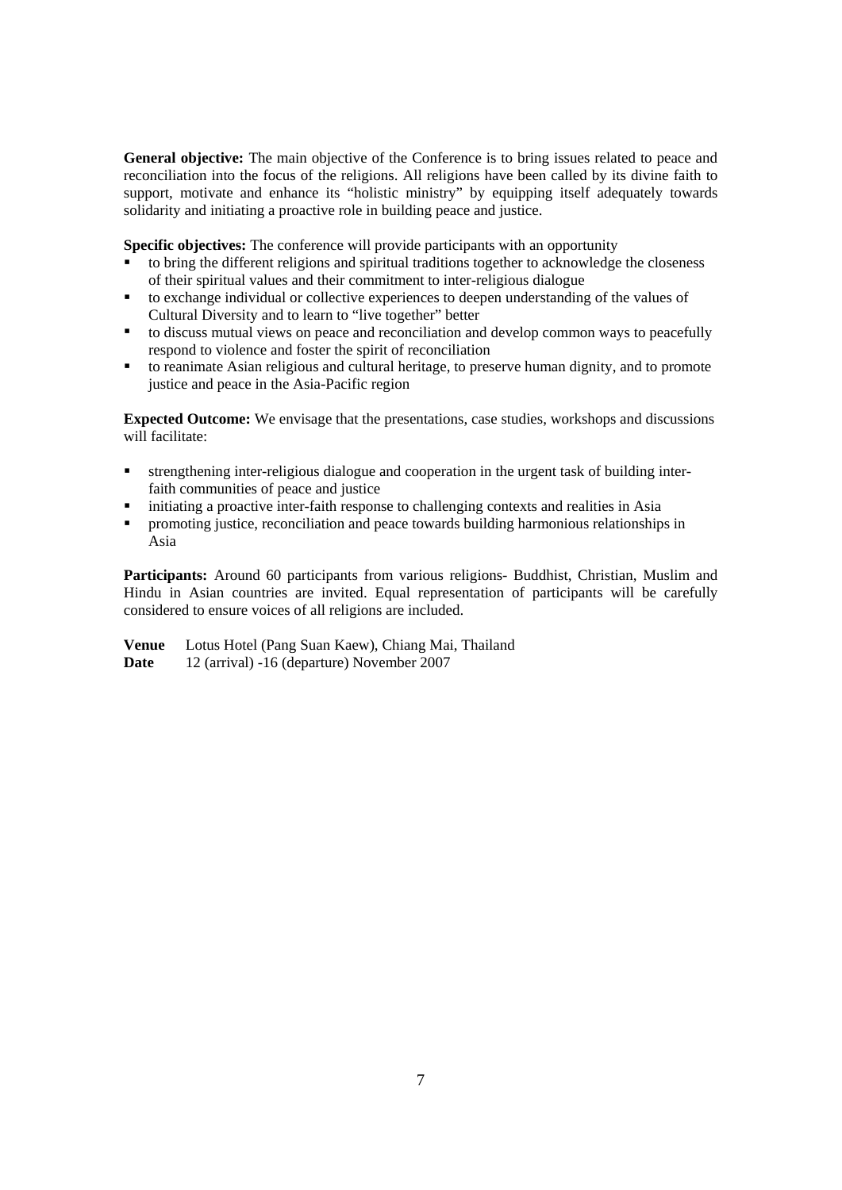**General objective:** The main objective of the Conference is to bring issues related to peace and reconciliation into the focus of the religions. All religions have been called by its divine faith to support, motivate and enhance its "holistic ministry" by equipping itself adequately towards solidarity and initiating a proactive role in building peace and justice.

**Specific objectives:** The conference will provide participants with an opportunity

- to bring the different religions and spiritual traditions together to acknowledge the closeness of their spiritual values and their commitment to inter-religious dialogue
- to exchange individual or collective experiences to deepen understanding of the values of Cultural Diversity and to learn to "live together" better
- to discuss mutual views on peace and reconciliation and develop common ways to peacefully respond to violence and foster the spirit of reconciliation
- to reanimate Asian religious and cultural heritage, to preserve human dignity, and to promote justice and peace in the Asia-Pacific region

**Expected Outcome:** We envisage that the presentations, case studies, workshops and discussions will facilitate:

- strengthening inter-religious dialogue and cooperation in the urgent task of building inter-faith communities of peace and justice
- initiating a proactive inter-faith response to challenging contexts and realities in Asia
- promoting justice, reconciliation and peace towards building harmonious relationships in Asia

**Participants:** Around 60 participants from various religions- Buddhist, Christian, Muslim and Hindu in Asian countries are invited. Equal representation of participants will be carefully considered to ensure voices of all religions are included.

**Venue** Lotus Hotel (Pang Suan Kaew), Chiang Mai, Thailand
**Date** 12 (arrival) -16 (departure) November 2007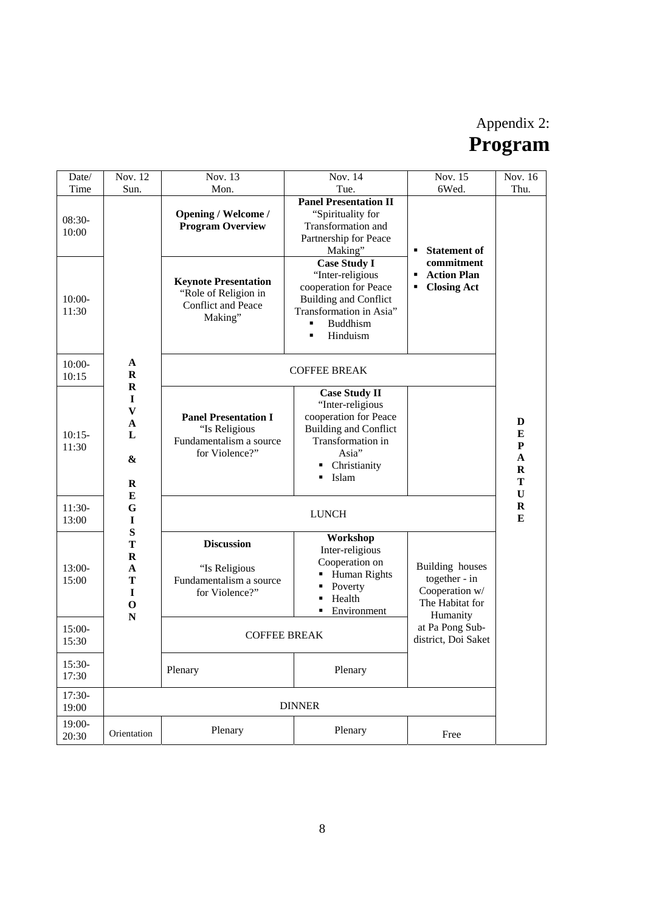Appendix 2:

# Program

| Date/ Time | Nov. 12 Sun. | Nov. 13 Mon. | Nov. 14 Tue. | Nov. 15 6Wed. | Nov. 16 Thu. |
|---|---|---|---|---|---|
| 08:30-10:00 | ARRIVAL & REGISTRATION | **Opening / Welcome / Program Overview** | **Panel Presentation II** "Spirituality for Transformation and Partnership for Peace Making" | ▪ **Statement of commitment** ▪ **Action Plan** ▪ **Closing Act** | DEPARTURE |
| 10:00-11:30 | | **Keynote Presentation** "Role of Religion in Conflict and Peace Making" | **Case Study I** "Inter-religious cooperation for Peace Building and Conflict Transformation in Asia" ▪ Buddhism ▪ Hinduism | | |
| 10:00-10:15 | | COFFEE BREAK | | | |
| 10:15-11:30 | | **Panel Presentation I** "Is Religious Fundamentalism a source for Violence?" | **Case Study II** "Inter-religious cooperation for Peace Building and Conflict Transformation in Asia" ▪ Christianity ▪ Islam | | |
| 11:30-13:00 | | LUNCH | | | |
| 13:00-15:00 | | **Discussion** "Is Religious Fundamentalism a source for Violence?" | **Workshop** Inter-religious Cooperation on ▪ Human Rights ▪ Poverty ▪ Health ▪ Environment | Building houses together - in Cooperation w/ The Habitat for Humanity at Pa Pong Sub-district, Doi Saket | |
| 15:00-15:30 | | COFFEE BREAK | | | |
| 15:30-17:30 | | Plenary | Plenary | | |
| 17:30-19:00 | DINNER | | | | |
| 19:00-20:30 | Orientation | Plenary | Plenary | Free | |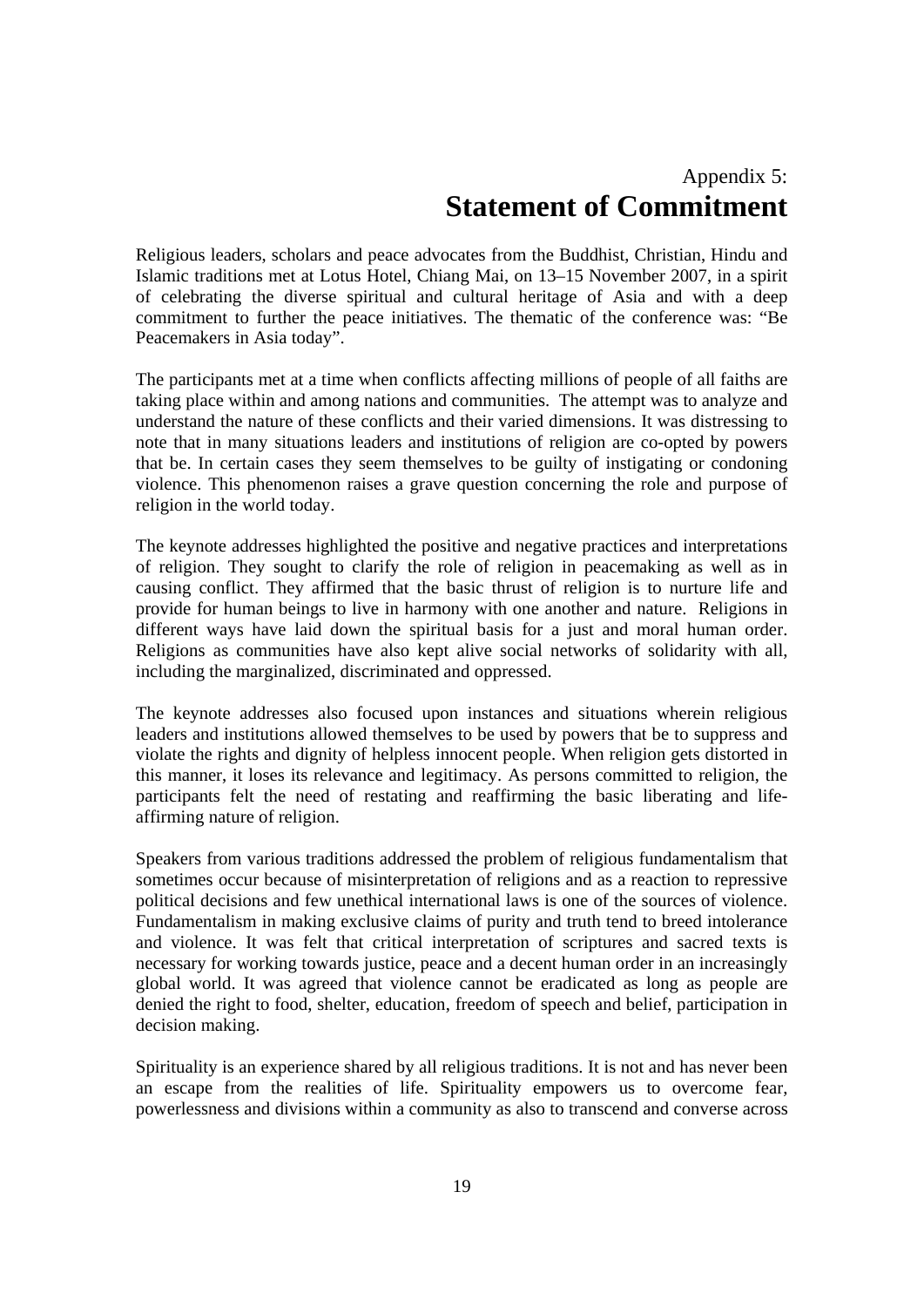Appendix 5:

# Statement of Commitment

Religious leaders, scholars and peace advocates from the Buddhist, Christian, Hindu and Islamic traditions met at Lotus Hotel, Chiang Mai, on 13–15 November 2007, in a spirit of celebrating the diverse spiritual and cultural heritage of Asia and with a deep commitment to further the peace initiatives. The thematic of the conference was: "Be Peacemakers in Asia today".

The participants met at a time when conflicts affecting millions of people of all faiths are taking place within and among nations and communities. The attempt was to analyze and understand the nature of these conflicts and their varied dimensions. It was distressing to note that in many situations leaders and institutions of religion are co-opted by powers that be. In certain cases they seem themselves to be guilty of instigating or condoning violence. This phenomenon raises a grave question concerning the role and purpose of religion in the world today.

The keynote addresses highlighted the positive and negative practices and interpretations of religion. They sought to clarify the role of religion in peacemaking as well as in causing conflict. They affirmed that the basic thrust of religion is to nurture life and provide for human beings to live in harmony with one another and nature. Religions in different ways have laid down the spiritual basis for a just and moral human order. Religions as communities have also kept alive social networks of solidarity with all, including the marginalized, discriminated and oppressed.

The keynote addresses also focused upon instances and situations wherein religious leaders and institutions allowed themselves to be used by powers that be to suppress and violate the rights and dignity of helpless innocent people. When religion gets distorted in this manner, it loses its relevance and legitimacy. As persons committed to religion, the participants felt the need of restating and reaffirming the basic liberating and life-affirming nature of religion.

Speakers from various traditions addressed the problem of religious fundamentalism that sometimes occur because of misinterpretation of religions and as a reaction to repressive political decisions and few unethical international laws is one of the sources of violence. Fundamentalism in making exclusive claims of purity and truth tend to breed intolerance and violence. It was felt that critical interpretation of scriptures and sacred texts is necessary for working towards justice, peace and a decent human order in an increasingly global world. It was agreed that violence cannot be eradicated as long as people are denied the right to food, shelter, education, freedom of speech and belief, participation in decision making.

Spirituality is an experience shared by all religious traditions. It is not and has never been an escape from the realities of life. Spirituality empowers us to overcome fear, powerlessness and divisions within a community as also to transcend and converse across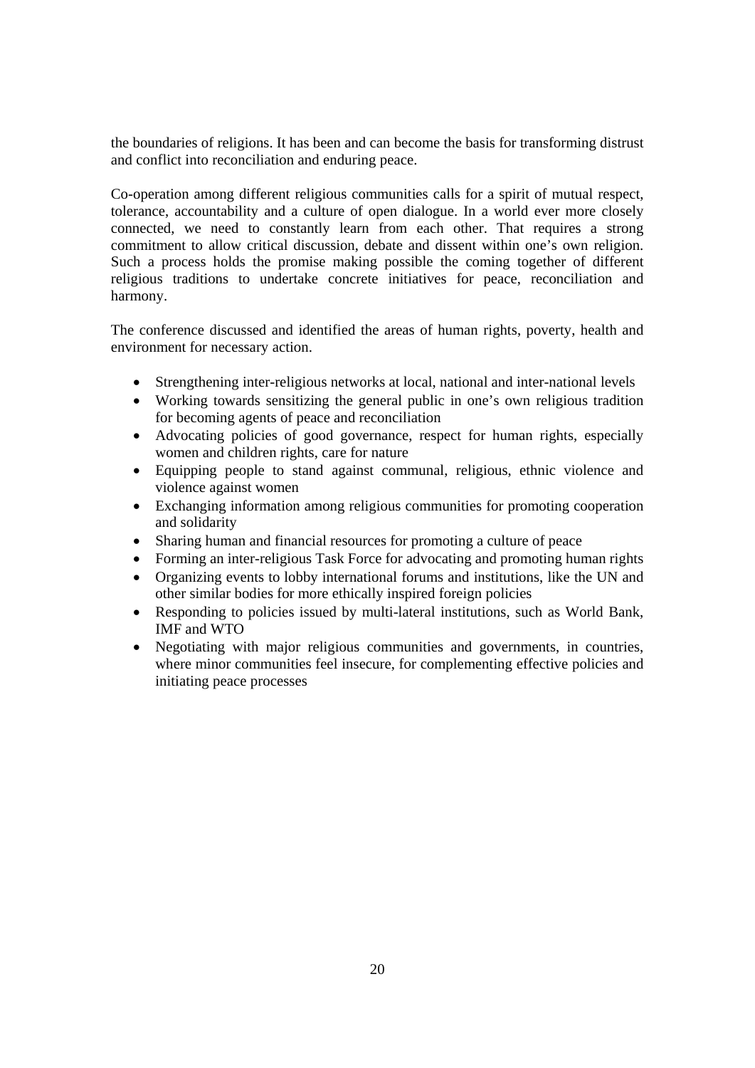the boundaries of religions. It has been and can become the basis for transforming distrust and conflict into reconciliation and enduring peace.

Co-operation among different religious communities calls for a spirit of mutual respect, tolerance, accountability and a culture of open dialogue. In a world ever more closely connected, we need to constantly learn from each other. That requires a strong commitment to allow critical discussion, debate and dissent within one's own religion. Such a process holds the promise making possible the coming together of different religious traditions to undertake concrete initiatives for peace, reconciliation and harmony.

The conference discussed and identified the areas of human rights, poverty, health and environment for necessary action.

- Strengthening inter-religious networks at local, national and inter-national levels
- Working towards sensitizing the general public in one's own religious tradition for becoming agents of peace and reconciliation
- Advocating policies of good governance, respect for human rights, especially women and children rights, care for nature
- Equipping people to stand against communal, religious, ethnic violence and violence against women
- Exchanging information among religious communities for promoting cooperation and solidarity
- Sharing human and financial resources for promoting a culture of peace
- Forming an inter-religious Task Force for advocating and promoting human rights
- Organizing events to lobby international forums and institutions, like the UN and other similar bodies for more ethically inspired foreign policies
- Responding to policies issued by multi-lateral institutions, such as World Bank, IMF and WTO
- Negotiating with major religious communities and governments, in countries, where minor communities feel insecure, for complementing effective policies and initiating peace processes